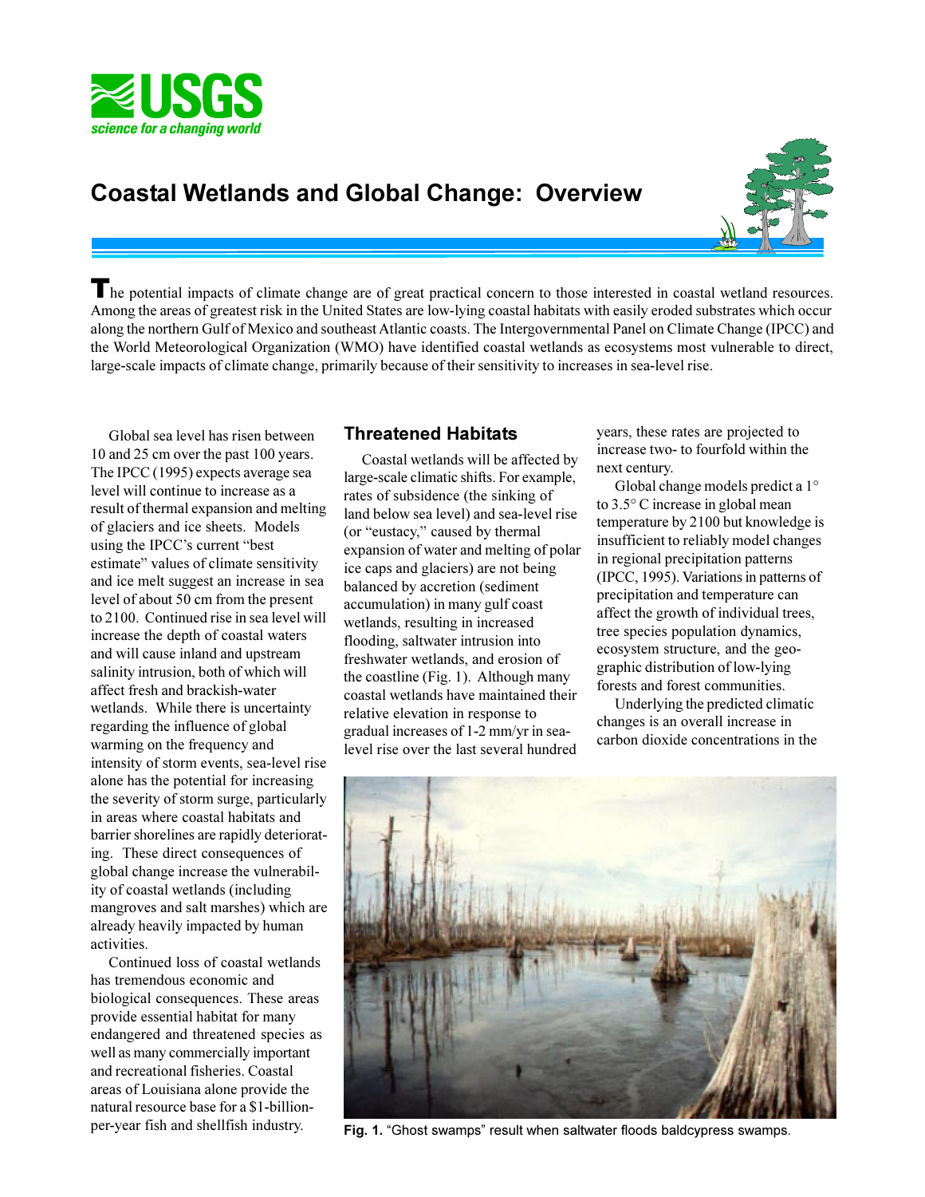# Coastal Wetlands and Global Change: Overview

The potential impacts of climate change are of great practical concern to those interested in coastal wetland resources. Among the areas of greatest risk in the United States are low-lying coastal habitats with easily eroded substrates which occur along the northern Gulf of Mexico and southeast Atlantic coasts. The Intergovernmental Panel on Climate Change (IPCC) and the World Meteorological Organization (WMO) have identified coastal wetlands as ecosystems most vulnerable to direct, large-scale impacts of climate change, primarily because of their sensitivity to increases in sea-level rise.

Global sea level has risen between 10 and 25 cm over the past 100 years. The IPCC (1995) expects average sea level will continue to increase as a result of thermal expansion and melting of glaciers and ice sheets. Models using the IPCC's current "best estimate" values of climate sensitivity and ice melt suggest an increase in sea level of about 50 cm from the present to 2100. Continued rise in sea level will increase the depth of coastal waters and will cause inland and upstream salinity intrusion, both of which will affect fresh and brackish-water wetlands. While there is uncertainty regarding the influence of global warming on the frequency and intensity of storm events, sea-level rise alone has the potential for increasing the severity of storm surge, particularly in areas where coastal habitats and barrier shorelines are rapidly deteriorating. These direct consequences of global change increase the vulnerability of coastal wetlands (including mangroves and salt marshes) which are already heavily impacted by human activities.

Continued loss of coastal wetlands has tremendous economic and biological consequences. These areas provide essential habitat for many endangered and threatened species as well as many commercially important and recreational fisheries. Coastal areas of Louisiana alone provide the natural resource base for a $1-billion-per-year fish and shellfish industry.

## Threatened Habitats

Coastal wetlands will be affected by large-scale climatic shifts. For example, rates of subsidence (the sinking of land below sea level) and sea-level rise (or "eustacy," caused by thermal expansion of water and melting of polar ice caps and glaciers) are not being balanced by accretion (sediment accumulation) in many gulf coast wetlands, resulting in increased flooding, saltwater intrusion into freshwater wetlands, and erosion of the coastline (Fig. 1). Although many coastal wetlands have maintained their relative elevation in response to gradual increases of 1-2 mm/yr in sea-level rise over the last several hundred years, these rates are projected to increase two- to fourfold within the next century.

Global change models predict a 1° to 3.5° C increase in global mean temperature by 2100 but knowledge is insufficient to reliably model changes in regional precipitation patterns (IPCC, 1995). Variations in patterns of precipitation and temperature can affect the growth of individual trees, tree species population dynamics, ecosystem structure, and the geographic distribution of low-lying forests and forest communities.

Underlying the predicted climatic changes is an overall increase in carbon dioxide concentrations in the

**Fig. 1.** "Ghost swamps" result when saltwater floods baldcypress swamps.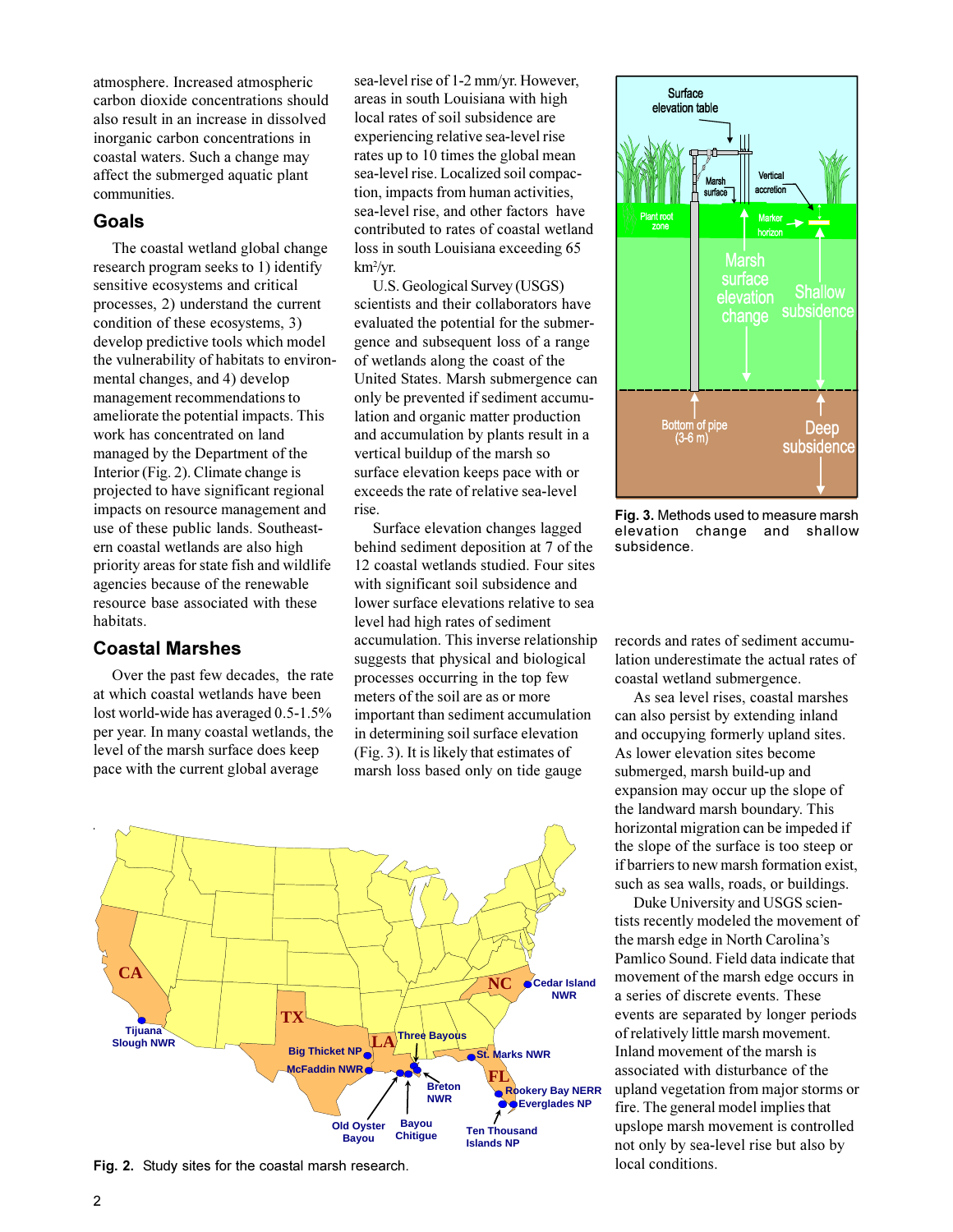atmosphere. Increased atmospheric carbon dioxide concentrations should also result in an increase in dissolved inorganic carbon concentrations in coastal waters. Such a change may affect the submerged aquatic plant communities.

## Goals

The coastal wetland global change research program seeks to 1) identify sensitive ecosystems and critical processes, 2) understand the current condition of these ecosystems, 3) develop predictive tools which model the vulnerability of habitats to environmental changes, and 4) develop management recommendations to ameliorate the potential impacts. This work has concentrated on land managed by the Department of the Interior (Fig. 2). Climate change is projected to have significant regional impacts on resource management and use of these public lands. Southeastern coastal wetlands are also high priority areas for state fish and wildlife agencies because of the renewable resource base associated with these habitats.

## Coastal Marshes

Over the past few decades, the rate at which coastal wetlands have been lost world-wide has averaged 0.5-1.5% per year. In many coastal wetlands, the level of the marsh surface does keep pace with the current global average sea-level rise of 1-2 mm/yr. However, areas in south Louisiana with high local rates of soil subsidence are experiencing relative sea-level rise rates up to 10 times the global mean sea-level rise. Localized soil compaction, impacts from human activities, sea-level rise, and other factors have contributed to rates of coastal wetland loss in south Louisiana exceeding 65 $km^2$/yr.

U.S. Geological Survey (USGS) scientists and their collaborators have evaluated the potential for the submergence and subsequent loss of a range of wetlands along the coast of the United States. Marsh submergence can only be prevented if sediment accumulation and organic matter production and accumulation by plants result in a vertical buildup of the marsh so surface elevation keeps pace with or exceeds the rate of relative sea-level rise.

Surface elevation changes lagged behind sediment deposition at 7 of the 12 coastal wetlands studied. Four sites with significant soil subsidence and lower surface elevations relative to sea level had high rates of sediment accumulation. This inverse relationship suggests that physical and biological processes occurring in the top few meters of the soil are as or more important than sediment accumulation in determining soil surface elevation (Fig. 3). It is likely that estimates of marsh loss based only on tide gauge records and rates of sediment accumulation underestimate the actual rates of coastal wetland submergence.

As sea level rises, coastal marshes can also persist by extending inland and occupying formerly upland sites. As lower elevation sites become submerged, marsh build-up and expansion may occur up the slope of the landward marsh boundary. This horizontal migration can be impeded if the slope of the surface is too steep or if barriers to new marsh formation exist, such as sea walls, roads, or buildings.

Duke University and USGS scientists recently modeled the movement of the marsh edge in North Carolina's Pamlico Sound. Field data indicate that movement of the marsh edge occurs in a series of discrete events. These events are separated by longer periods of relatively little marsh movement. Inland movement of the marsh is associated with disturbance of the upland vegetation from major storms or fire. The general model implies that upslope marsh movement is controlled not only by sea-level rise but also by local conditions.

**Fig. 3.** Methods used to measure marsh elevation change and shallow subsidence.

**Fig. 2.** Study sites for the coastal marsh research.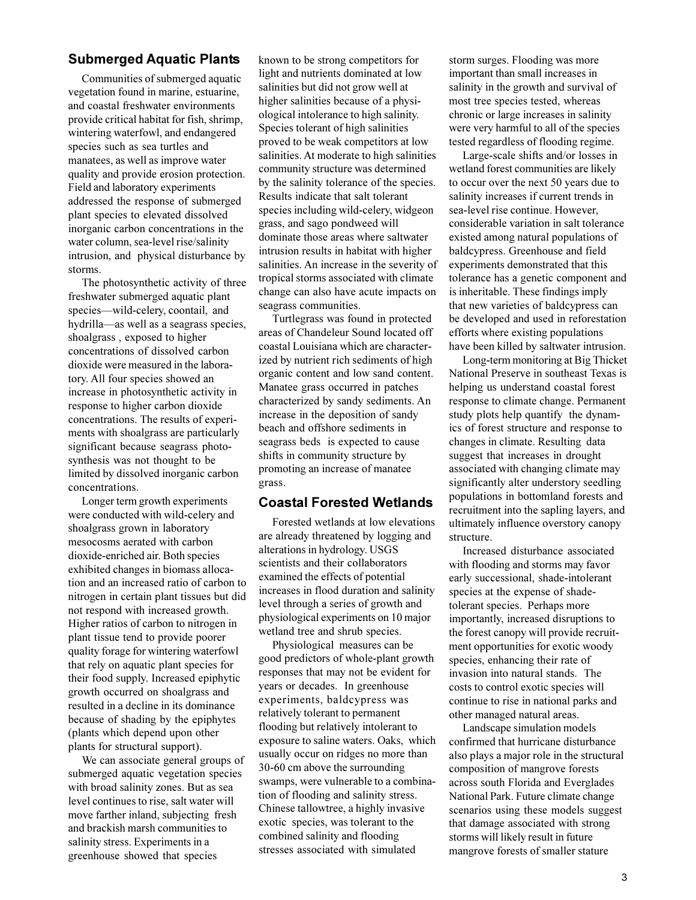## Submerged Aquatic Plants

Communities of submerged aquatic vegetation found in marine, estuarine, and coastal freshwater environments provide critical habitat for fish, shrimp, wintering waterfowl, and endangered species such as sea turtles and manatees, as well as improve water quality and provide erosion protection. Field and laboratory experiments addressed the response of submerged plant species to elevated dissolved inorganic carbon concentrations in the water column, sea-level rise/salinity intrusion, and physical disturbance by storms.

The photosynthetic activity of three freshwater submerged aquatic plant species—wild-celery, coontail, and hydrilla—as well as a seagrass species, shoalgrass , exposed to higher concentrations of dissolved carbon dioxide were measured in the laboratory. All four species showed an increase in photosynthetic activity in response to higher carbon dioxide concentrations. The results of experiments with shoalgrass are particularly significant because seagrass photosynthesis was not thought to be limited by dissolved inorganic carbon concentrations.

Longer term growth experiments were conducted with wild-celery and shoalgrass grown in laboratory mesocosms aerated with carbon dioxide-enriched air. Both species exhibited changes in biomass allocation and an increased ratio of carbon to nitrogen in certain plant tissues but did not respond with increased growth. Higher ratios of carbon to nitrogen in plant tissue tend to provide poorer quality forage for wintering waterfowl that rely on aquatic plant species for their food supply. Increased epiphytic growth occurred on shoalgrass and resulted in a decline in its dominance because of shading by the epiphytes (plants which depend upon other plants for structural support).

We can associate general groups of submerged aquatic vegetation species with broad salinity zones. But as sea level continues to rise, salt water will move farther inland, subjecting fresh and brackish marsh communities to salinity stress. Experiments in a greenhouse showed that species known to be strong competitors for light and nutrients dominated at low salinities but did not grow well at higher salinities because of a physiological intolerance to high salinity. Species tolerant of high salinities proved to be weak competitors at low salinities. At moderate to high salinities community structure was determined by the salinity tolerance of the species. Results indicate that salt tolerant species including wild-celery, widgeon grass, and sago pondweed will dominate those areas where saltwater intrusion results in habitat with higher salinities. An increase in the severity of tropical storms associated with climate change can also have acute impacts on seagrass communities.

Turtlegrass was found in protected areas of Chandeleur Sound located off coastal Louisiana which are characterized by nutrient rich sediments of high organic content and low sand content. Manatee grass occurred in patches characterized by sandy sediments. An increase in the deposition of sandy beach and offshore sediments in seagrass beds is expected to cause shifts in community structure by promoting an increase of manatee grass.

## Coastal Forested Wetlands

Forested wetlands at low elevations are already threatened by logging and alterations in hydrology. USGS scientists and their collaborators examined the effects of potential increases in flood duration and salinity level through a series of growth and physiological experiments on 10 major wetland tree and shrub species.

Physiological measures can be good predictors of whole-plant growth responses that may not be evident for years or decades. In greenhouse experiments, baldcypress was relatively tolerant to permanent flooding but relatively intolerant to exposure to saline waters. Oaks, which usually occur on ridges no more than 30-60 cm above the surrounding swamps, were vulnerable to a combination of flooding and salinity stress. Chinese tallowtree, a highly invasive exotic species, was tolerant to the combined salinity and flooding stresses associated with simulated storm surges. Flooding was more important than small increases in salinity in the growth and survival of most tree species tested, whereas chronic or large increases in salinity were very harmful to all of the species tested regardless of flooding regime.

Large-scale shifts and/or losses in wetland forest communities are likely to occur over the next 50 years due to salinity increases if current trends in sea-level rise continue. However, considerable variation in salt tolerance existed among natural populations of baldcypress. Greenhouse and field experiments demonstrated that this tolerance has a genetic component and is inheritable. These findings imply that new varieties of baldcypress can be developed and used in reforestation efforts where existing populations have been killed by saltwater intrusion.

Long-term monitoring at Big Thicket National Preserve in southeast Texas is helping us understand coastal forest response to climate change. Permanent study plots help quantify the dynamics of forest structure and response to changes in climate. Resulting data suggest that increases in drought associated with changing climate may significantly alter understory seedling populations in bottomland forests and recruitment into the sapling layers, and ultimately influence overstory canopy structure.

Increased disturbance associated with flooding and storms may favor early successional, shade-intolerant species at the expense of shade-tolerant species. Perhaps more importantly, increased disruptions to the forest canopy will provide recruitment opportunities for exotic woody species, enhancing their rate of invasion into natural stands. The costs to control exotic species will continue to rise in national parks and other managed natural areas.

Landscape simulation models confirmed that hurricane disturbance also plays a major role in the structural composition of mangrove forests across south Florida and Everglades National Park. Future climate change scenarios using these models suggest that damage associated with strong storms will likely result in future mangrove forests of smaller stature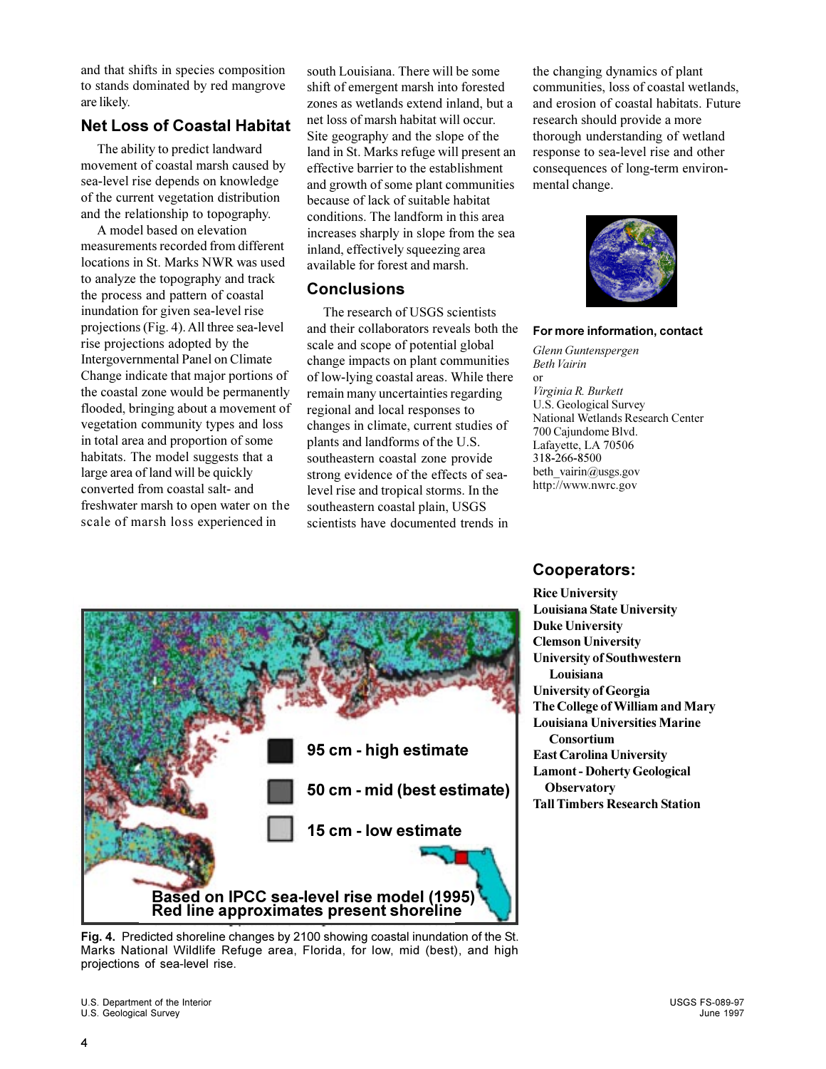and that shifts in species composition to stands dominated by red mangrove are likely.

## Net Loss of Coastal Habitat

The ability to predict landward movement of coastal marsh caused by sea-level rise depends on knowledge of the current vegetation distribution and the relationship to topography.

A model based on elevation measurements recorded from different locations in St. Marks NWR was used to analyze the topography and track the process and pattern of coastal inundation for given sea-level rise projections (Fig. 4). All three sea-level rise projections adopted by the Intergovernmental Panel on Climate Change indicate that major portions of the coastal zone would be permanently flooded, bringing about a movement of vegetation community types and loss in total area and proportion of some habitats. The model suggests that a large area of land will be quickly converted from coastal salt- and freshwater marsh to open water on the scale of marsh loss experienced in south Louisiana. There will be some shift of emergent marsh into forested zones as wetlands extend inland, but a net loss of marsh habitat will occur. Site geography and the slope of the land in St. Marks refuge will present an effective barrier to the establishment and growth of some plant communities because of lack of suitable habitat conditions. The landform in this area increases sharply in slope from the sea inland, effectively squeezing area available for forest and marsh.

## Conclusions

The research of USGS scientists and their collaborators reveals both the scale and scope of potential global change impacts on plant communities of low-lying coastal areas. While there remain many uncertainties regarding regional and local responses to changes in climate, current studies of plants and landforms of the U.S. southeastern coastal zone provide strong evidence of the effects of sea-level rise and tropical storms. In the southeastern coastal plain, USGS scientists have documented trends in the changing dynamics of plant communities, loss of coastal wetlands, and erosion of coastal habitats. Future research should provide a more thorough understanding of wetland response to sea-level rise and other consequences of long-term environmental change.

95 cm - high estimate

50 cm - mid (best estimate)

15 cm - low estimate

Based on IPCC sea-level rise model (1995)
Red line approximates present shoreline

**Fig. 4.** Predicted shoreline changes by 2100 showing coastal inundation of the St. Marks National Wildlife Refuge area, Florida, for low, mid (best), and high projections of sea-level rise.

**For more information, contact**

*Glenn Guntenspergen*
*Beth Vairin*
or
*Virginia R. Burkett*
U.S. Geological Survey
National Wetlands Research Center
700 Cajundome Blvd.
Lafayette, LA 70506
318-266-8500
beth_vairin@usgs.gov
http://www.nwrc.gov

## Cooperators:

**Rice University**
**Louisiana State University**
**Duke University**
**Clemson University**
**University of Southwestern Louisiana**
**University of Georgia**
**The College of William and Mary**
**Louisiana Universities Marine Consortium**
**East Carolina University**
**Lamont - Doherty Geological Observatory**
**Tall Timbers Research Station**

U.S. Department of the Interior
U.S. Geological Survey

USGS FS-089-97
June 1997